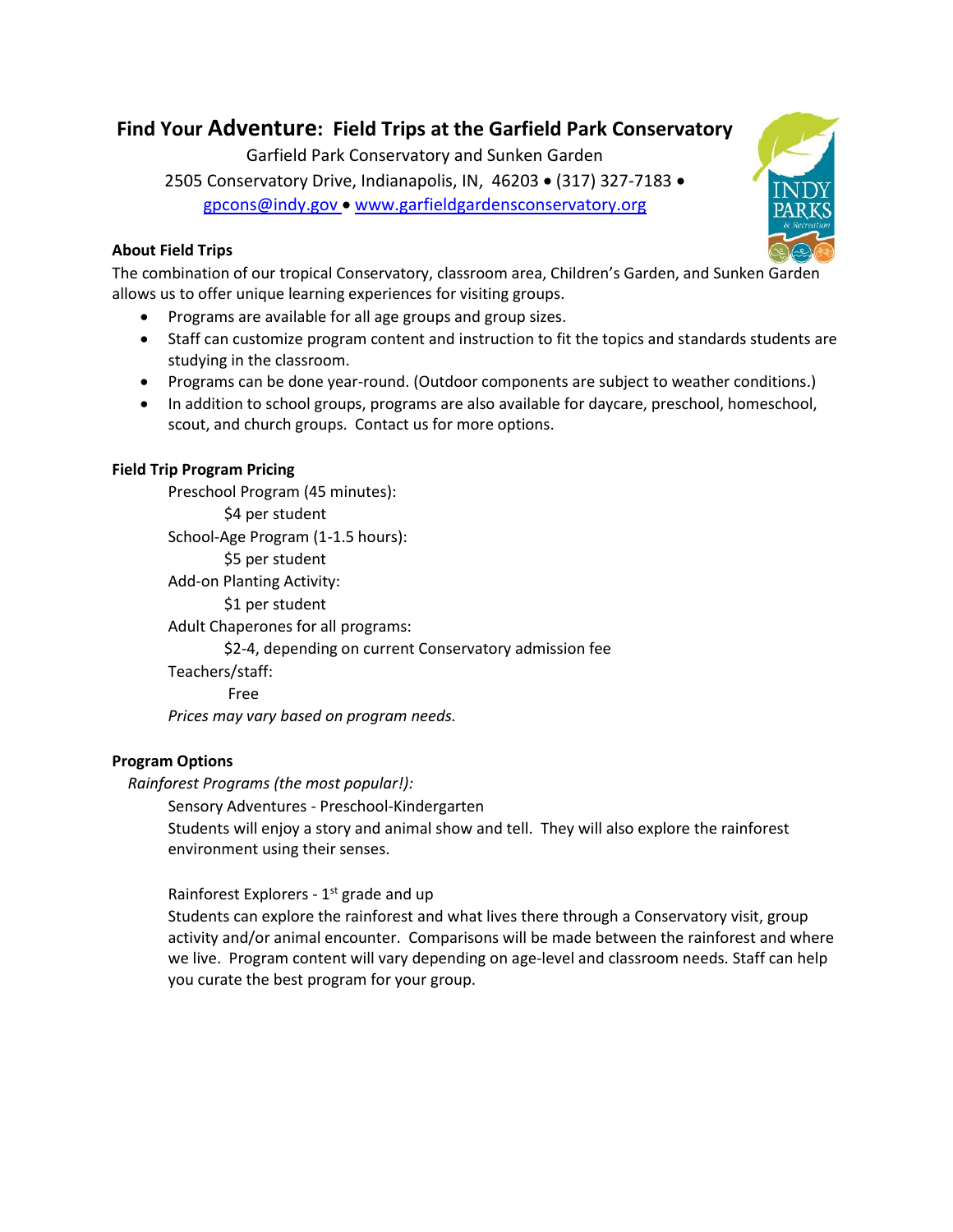# Find Your Adventure: Field Trips at the Garfield Park Conservatory

Garfield Park Conservatory and Sunken Garden

2505 Conservatory Drive, Indianapolis, IN, 46203 • (317) 327-7183 •

gpcons@indy.gov • www.garfieldgardensconservatory.org

**About Field Trips**

The combination of our tropical Conservatory, classroom area, Children's Garden, and Sunken Garden allows us to offer unique learning experiences for visiting groups.

- Programs are available for all age groups and group sizes.
- Staff can customize program content and instruction to fit the topics and standards students are studying in the classroom.
- Programs can be done year-round. (Outdoor components are subject to weather conditions.)
- In addition to school groups, programs are also available for daycare, preschool, homeschool, scout, and church groups. Contact us for more options.

**Field Trip Program Pricing**

Preschool Program (45 minutes):
  $4 per student

School-Age Program (1-1.5 hours):
  $5 per student

Add-on Planting Activity:
  $1 per student

Adult Chaperones for all programs:
  $2-4, depending on current Conservatory admission fee

Teachers/staff:
  Free

*Prices may vary based on program needs.*

**Program Options**

*Rainforest Programs (the most popular!):*

Sensory Adventures - Preschool-Kindergarten

Students will enjoy a story and animal show and tell. They will also explore the rainforest environment using their senses.

Rainforest Explorers - 1st grade and up

Students can explore the rainforest and what lives there through a Conservatory visit, group activity and/or animal encounter. Comparisons will be made between the rainforest and where we live. Program content will vary depending on age-level and classroom needs. Staff can help you curate the best program for your group.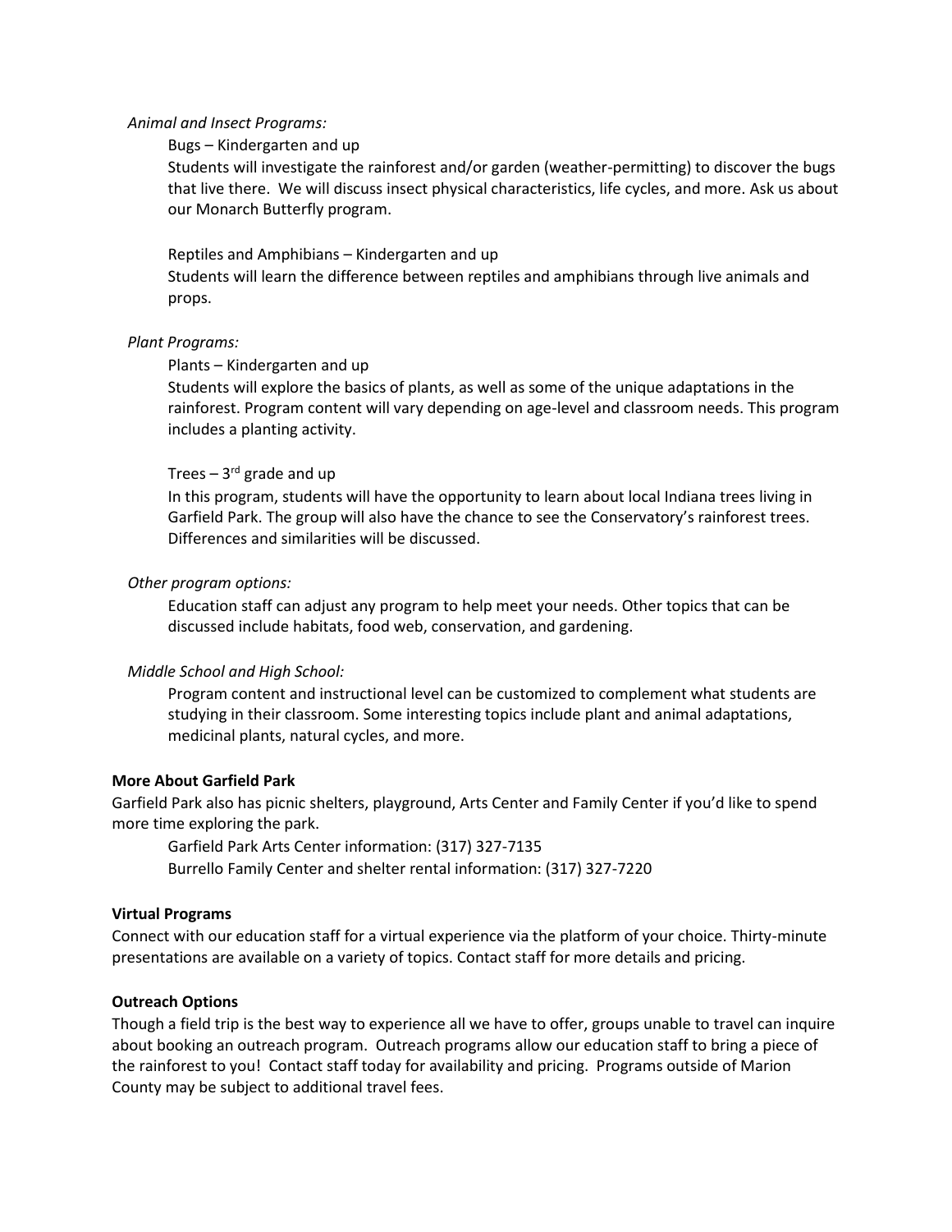*Animal and Insect Programs:*

Bugs – Kindergarten and up

Students will investigate the rainforest and/or garden (weather-permitting) to discover the bugs that live there. We will discuss insect physical characteristics, life cycles, and more. Ask us about our Monarch Butterfly program.

Reptiles and Amphibians – Kindergarten and up

Students will learn the difference between reptiles and amphibians through live animals and props.

*Plant Programs:*

Plants – Kindergarten and up

Students will explore the basics of plants, as well as some of the unique adaptations in the rainforest. Program content will vary depending on age-level and classroom needs. This program includes a planting activity.

Trees – 3rd grade and up

In this program, students will have the opportunity to learn about local Indiana trees living in Garfield Park. The group will also have the chance to see the Conservatory's rainforest trees. Differences and similarities will be discussed.

*Other program options:*

Education staff can adjust any program to help meet your needs. Other topics that can be discussed include habitats, food web, conservation, and gardening.

*Middle School and High School:*

Program content and instructional level can be customized to complement what students are studying in their classroom. Some interesting topics include plant and animal adaptations, medicinal plants, natural cycles, and more.

**More About Garfield Park**

Garfield Park also has picnic shelters, playground, Arts Center and Family Center if you'd like to spend more time exploring the park.

Garfield Park Arts Center information: (317) 327-7135

Burrello Family Center and shelter rental information: (317) 327-7220

**Virtual Programs**

Connect with our education staff for a virtual experience via the platform of your choice. Thirty-minute presentations are available on a variety of topics. Contact staff for more details and pricing.

**Outreach Options**

Though a field trip is the best way to experience all we have to offer, groups unable to travel can inquire about booking an outreach program. Outreach programs allow our education staff to bring a piece of the rainforest to you! Contact staff today for availability and pricing. Programs outside of Marion County may be subject to additional travel fees.